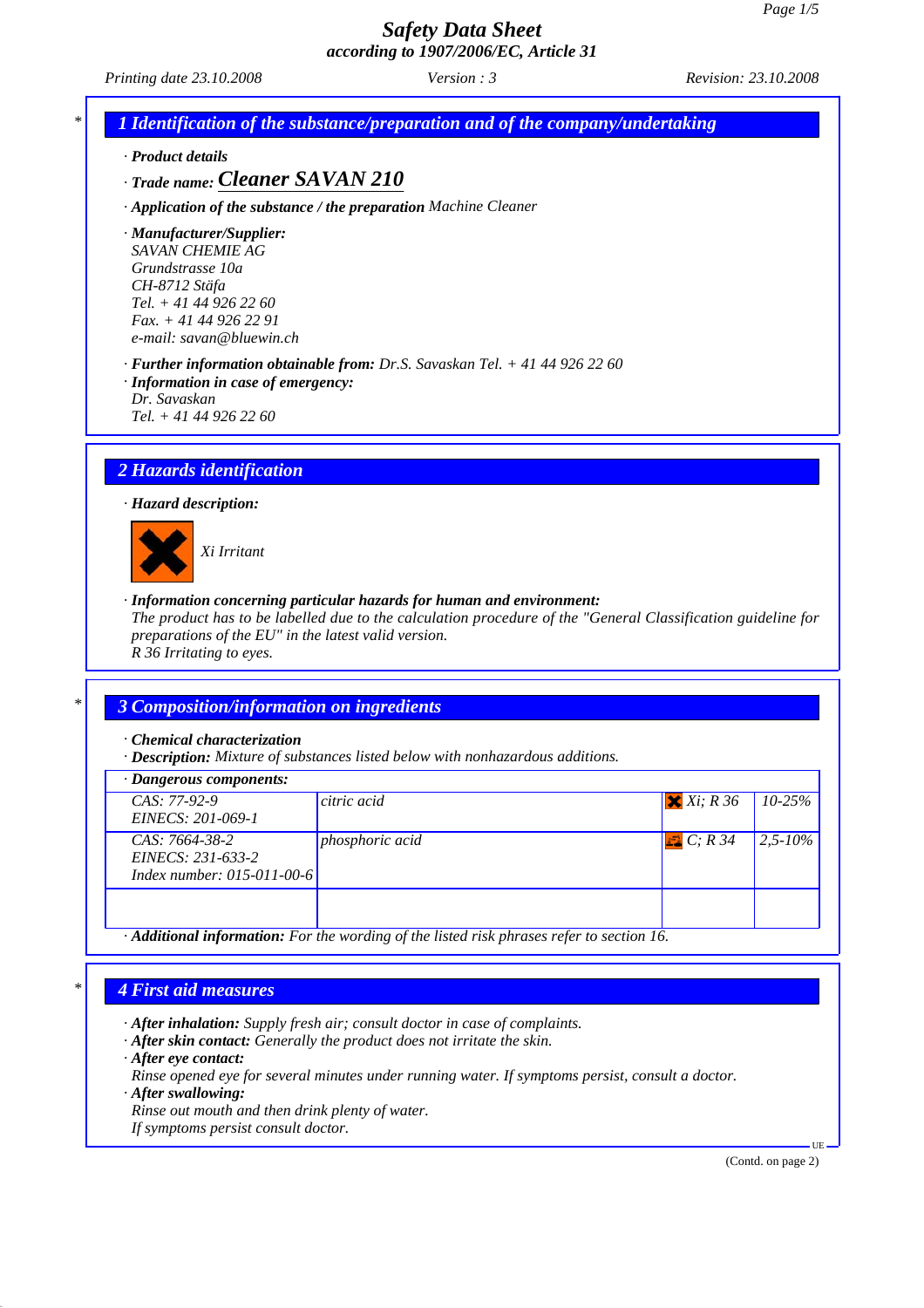# Safety Data Sheet
**according to 1907/2006/EC, Article 31**

Printing date 23.10.2008 | Version : 3 | Revision: 23.10.2008

## 1 Identification of the substance/preparation and of the company/undertaking

· **Product details**

· **Trade name: Cleaner SAVAN 210**

· **Application of the substance / the preparation** Machine Cleaner

· **Manufacturer/Supplier:**
SAVAN CHEMIE AG
Grundstrasse 10a
CH-8712 Stäfa
Tel. + 41 44 926 22 60
Fax. + 41 44 926 22 91
e-mail: savan@bluewin.ch

· **Further information obtainable from:** Dr.S. Savaskan Tel. + 41 44 926 22 60
· **Information in case of emergency:**
Dr. Savaskan
Tel. + 41 44 926 22 60

## 2 Hazards identification

· **Hazard description:**

Xi Irritant

· **Information concerning particular hazards for human and environment:**
The product has to be labelled due to the calculation procedure of the "General Classification guideline for preparations of the EU" in the latest valid version.
R 36 Irritating to eyes.

## 3 Composition/information on ingredients

· **Chemical characterization**
· **Description:** Mixture of substances listed below with nonhazardous additions.

· **Dangerous components:**

| | | | |
|---|---|---|---|
| CAS: 77-92-9<br>EINECS: 201-069-1 | citric acid | Xi; R 36 | 10-25% |
| CAS: 7664-38-2<br>EINECS: 231-633-2<br>Index number: 015-011-00-6 | phosphoric acid | C; R 34 | 2,5-10% |
| | | | |

· **Additional information:** For the wording of the listed risk phrases refer to section 16.

## 4 First aid measures

· **After inhalation:** Supply fresh air; consult doctor in case of complaints.
· **After skin contact:** Generally the product does not irritate the skin.
· **After eye contact:**
Rinse opened eye for several minutes under running water. If symptoms persist, consult a doctor.
· **After swallowing:**
Rinse out mouth and then drink plenty of water.
If symptoms persist consult doctor.

(Contd. on page 2)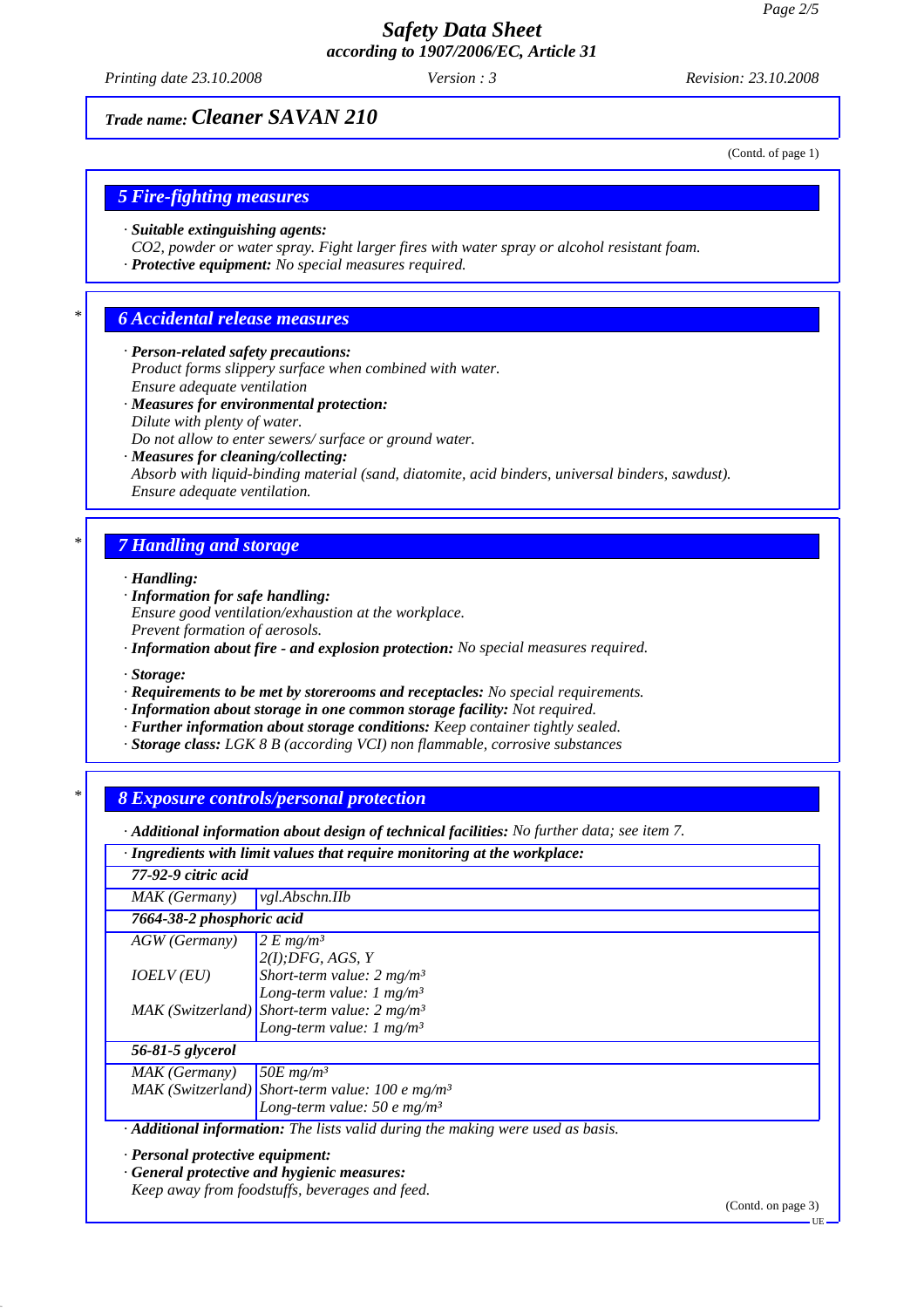**Trade name: Cleaner SAVAN 210**

(Contd. of page 1)

## 5 Fire-fighting measures

· **Suitable extinguishing agents:**
*CO2, powder or water spray. Fight larger fires with water spray or alcohol resistant foam.*
· **Protective equipment:** *No special measures required.*

## * 6 Accidental release measures

· **Person-related safety precautions:**
*Product forms slippery surface when combined with water.*
*Ensure adequate ventilation*
· **Measures for environmental protection:**
*Dilute with plenty of water.*
*Do not allow to enter sewers/ surface or ground water.*
· **Measures for cleaning/collecting:**
*Absorb with liquid-binding material (sand, diatomite, acid binders, universal binders, sawdust).*
*Ensure adequate ventilation.*

## * 7 Handling and storage

· **Handling:**
· **Information for safe handling:**
*Ensure good ventilation/exhaustion at the workplace.*
*Prevent formation of aerosols.*
· **Information about fire - and explosion protection:** *No special measures required.*

· **Storage:**
· **Requirements to be met by storerooms and receptacles:** *No special requirements.*
· **Information about storage in one common storage facility:** *Not required.*
· **Further information about storage conditions:** *Keep container tightly sealed.*
· **Storage class:** *LGK 8 B (according VCI) non flammable, corrosive substances*

## * 8 Exposure controls/personal protection

· **Additional information about design of technical facilities:** *No further data; see item 7.*

| · **Ingredients with limit values that require monitoring at the workplace:** | |
|---|---|
| **77-92-9 citric acid** | |
| MAK (Germany) | vgl.Abschn.IIb |
| **7664-38-2 phosphoric acid** | |
| AGW (Germany) | 2 E mg/m³<br>2(I);DFG, AGS, Y |
| IOELV (EU) | Short-term value: 2 mg/m³<br>Long-term value: 1 mg/m³ |
| MAK (Switzerland) | Short-term value: 2 mg/m³<br>Long-term value: 1 mg/m³ |
| **56-81-5 glycerol** | |
| MAK (Germany) | 50E mg/m³ |
| MAK (Switzerland) | Short-term value: 100 e mg/m³<br>Long-term value: 50 e mg/m³ |

· **Additional information:** *The lists valid during the making were used as basis.*

· **Personal protective equipment:**
· **General protective and hygienic measures:**
*Keep away from foodstuffs, beverages and feed.*

(Contd. on page 3)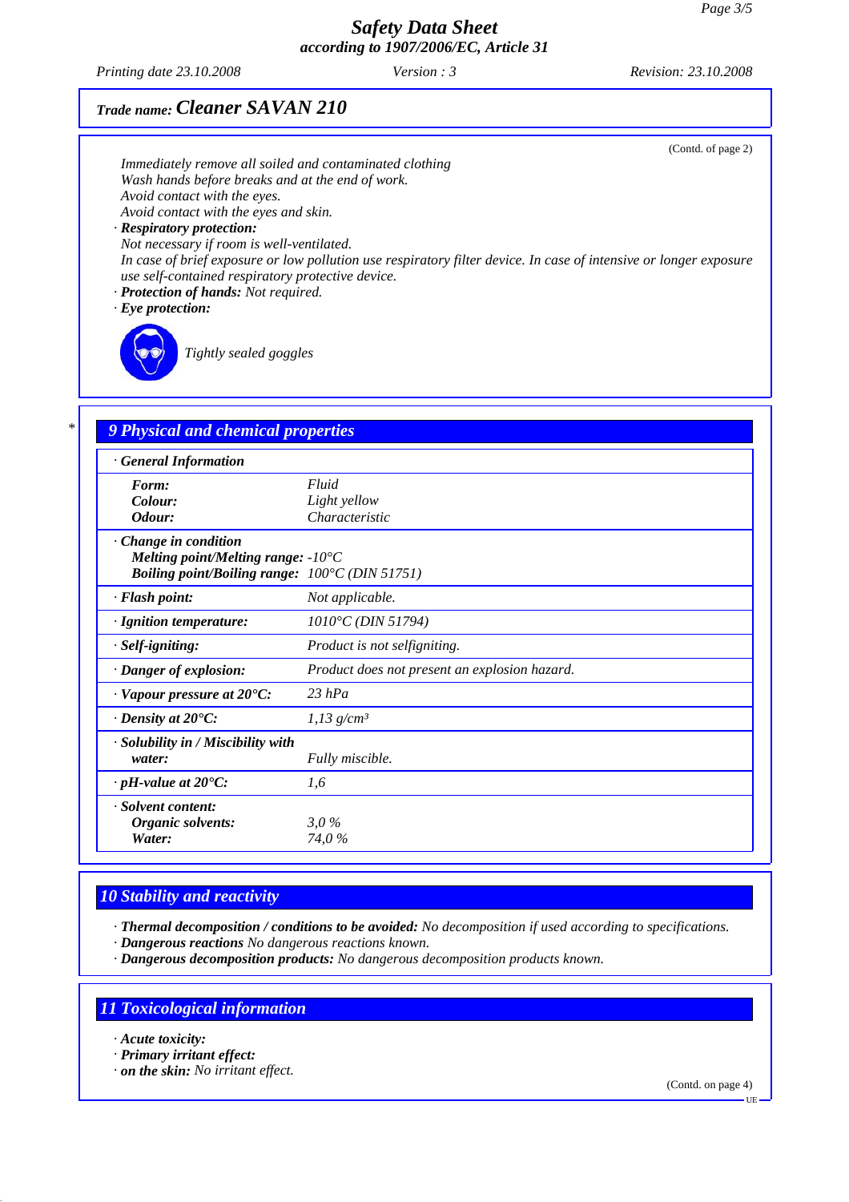Trade name: **Cleaner SAVAN 210**

(Contd. of page 2)

*Immediately remove all soiled and contaminated clothing*
*Wash hands before breaks and at the end of work.*
*Avoid contact with the eyes.*
*Avoid contact with the eyes and skin.*

· **Respiratory protection:**
*Not necessary if room is well-ventilated.*
*In case of brief exposure or low pollution use respiratory filter device. In case of intensive or longer exposure use self-contained respiratory protective device.*

· **Protection of hands:** *Not required.*

· **Eye protection:**

*Tightly sealed goggles*

## 9 Physical and chemical properties

| · General Information | |
|---|---|
| **Form:** | Fluid |
| **Colour:** | Light yellow |
| **Odour:** | Characteristic |
| · **Change in condition** | |
| **Melting point/Melting range:** | -10°C |
| **Boiling point/Boiling range:** | 100°C (DIN 51751) |
| · **Flash point:** | Not applicable. |
| · **Ignition temperature:** | 1010°C (DIN 51794) |
| · **Self-igniting:** | Product is not selfigniting. |
| · **Danger of explosion:** | Product does not present an explosion hazard. |
| · **Vapour pressure at 20°C:** | 23 hPa |
| · **Density at 20°C:** | 1,13 g/cm³ |
| · **Solubility in / Miscibility with water:** | Fully miscible. |
| · **pH-value at 20°C:** | 1,6 |
| · **Solvent content:** | |
| **Organic solvents:** | 3,0 % |
| **Water:** | 74,0 % |

## 10 Stability and reactivity

· **Thermal decomposition / conditions to be avoided:** *No decomposition if used according to specifications.*
· **Dangerous reactions** *No dangerous reactions known.*
· **Dangerous decomposition products:** *No dangerous decomposition products known.*

## 11 Toxicological information

· **Acute toxicity:**
· **Primary irritant effect:**
· **on the skin:** *No irritant effect.*

(Contd. on page 4)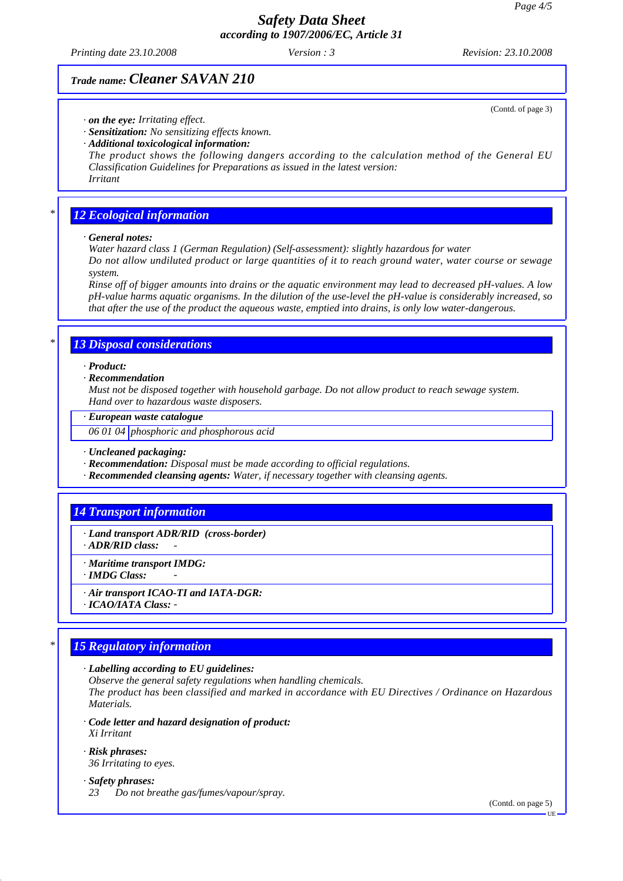## Trade name: Cleaner SAVAN 210

(Contd. of page 3)

· **on the eye:** *Irritating effect.*
· **Sensitization:** *No sensitizing effects known.*
· **Additional toxicological information:**
*The product shows the following dangers according to the calculation method of the General EU Classification Guidelines for Preparations as issued in the latest version:*
*Irritant*

## 12 Ecological information

· **General notes:**
*Water hazard class 1 (German Regulation) (Self-assessment): slightly hazardous for water*
*Do not allow undiluted product or large quantities of it to reach ground water, water course or sewage system.*
*Rinse off of bigger amounts into drains or the aquatic environment may lead to decreased pH-values. A low pH-value harms aquatic organisms. In the dilution of the use-level the pH-value is considerably increased, so that after the use of the product the aqueous waste, emptied into drains, is only low water-dangerous.*

## 13 Disposal considerations

· **Product:**
· **Recommendation**
*Must not be disposed together with household garbage. Do not allow product to reach sewage system.*
*Hand over to hazardous waste disposers.*

| · European waste catalogue | |
|---|---|
| 06 01 04 | phosphoric and phosphorous acid |

· **Uncleaned packaging:**
· **Recommendation:** *Disposal must be made according to official regulations.*
· **Recommended cleansing agents:** *Water, if necessary together with cleansing agents.*

## 14 Transport information

· **Land transport ADR/RID (cross-border)**
· **ADR/RID class:** -

· **Maritime transport IMDG:**
· **IMDG Class:** -

· **Air transport ICAO-TI and IATA-DGR:**
· **ICAO/IATA Class:** -

## 15 Regulatory information

· **Labelling according to EU guidelines:**
*Observe the general safety regulations when handling chemicals.*
*The product has been classified and marked in accordance with EU Directives / Ordinance on Hazardous Materials.*

· **Code letter and hazard designation of product:**
*Xi Irritant*

· **Risk phrases:**
*36 Irritating to eyes.*

· **Safety phrases:**
*23 Do not breathe gas/fumes/vapour/spray.*

(Contd. on page 5)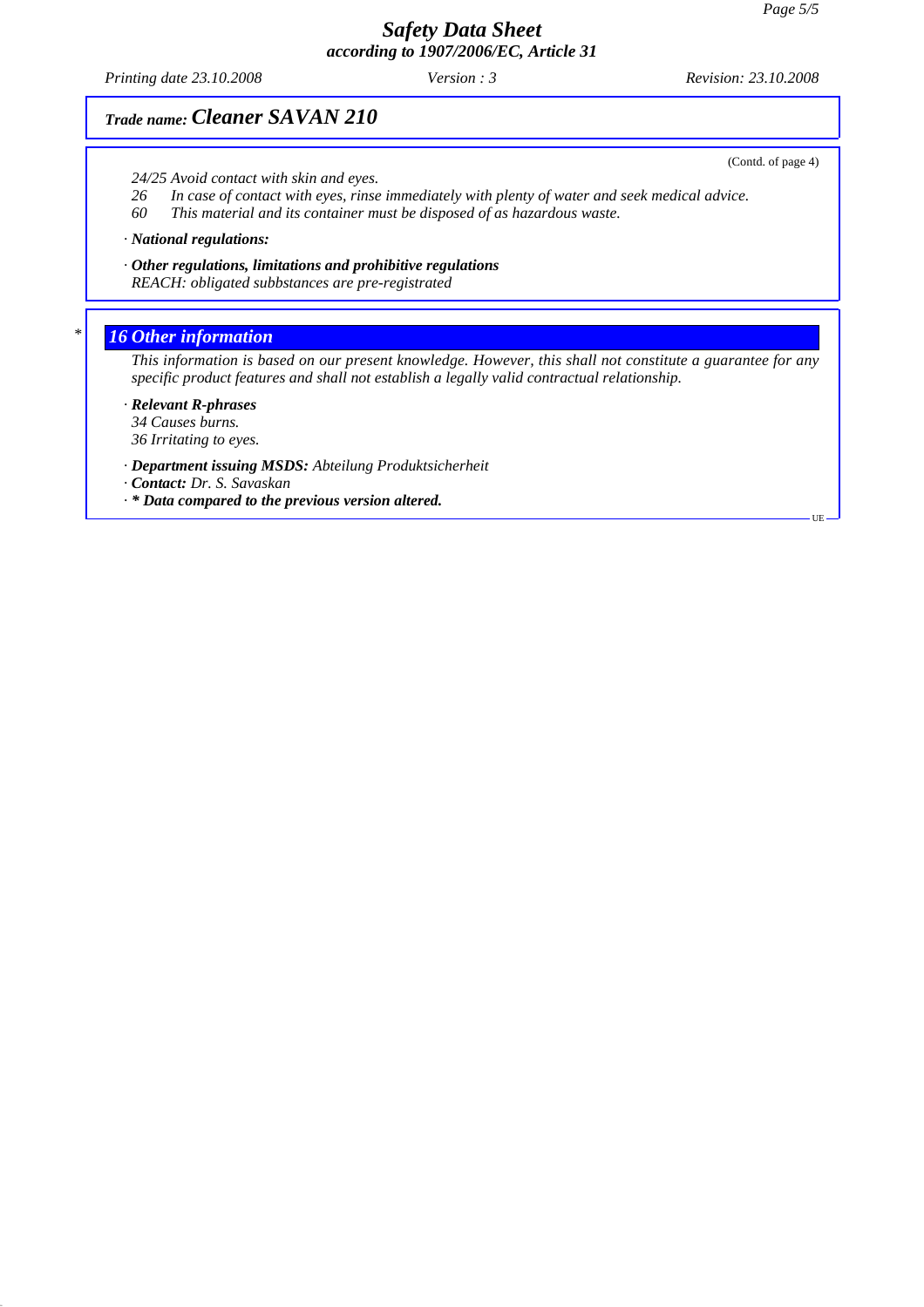(Contd. of page 4)

24/25 Avoid contact with skin and eyes.
26 In case of contact with eyes, rinse immediately with plenty of water and seek medical advice.
60 This material and its container must be disposed of as hazardous waste.

· **National regulations:**

· **Other regulations, limitations and prohibitive regulations**
REACH: obligated subbstances are pre-registrated

## * 16 Other information

This information is based on our present knowledge. However, this shall not constitute a guarantee for any specific product features and shall not establish a legally valid contractual relationship.

· **Relevant R-phrases**
34 Causes burns.
36 Irritating to eyes.

· **Department issuing MSDS:** Abteilung Produktsicherheit
· **Contact:** Dr. S. Savaskan
· *** Data compared to the previous version altered.**